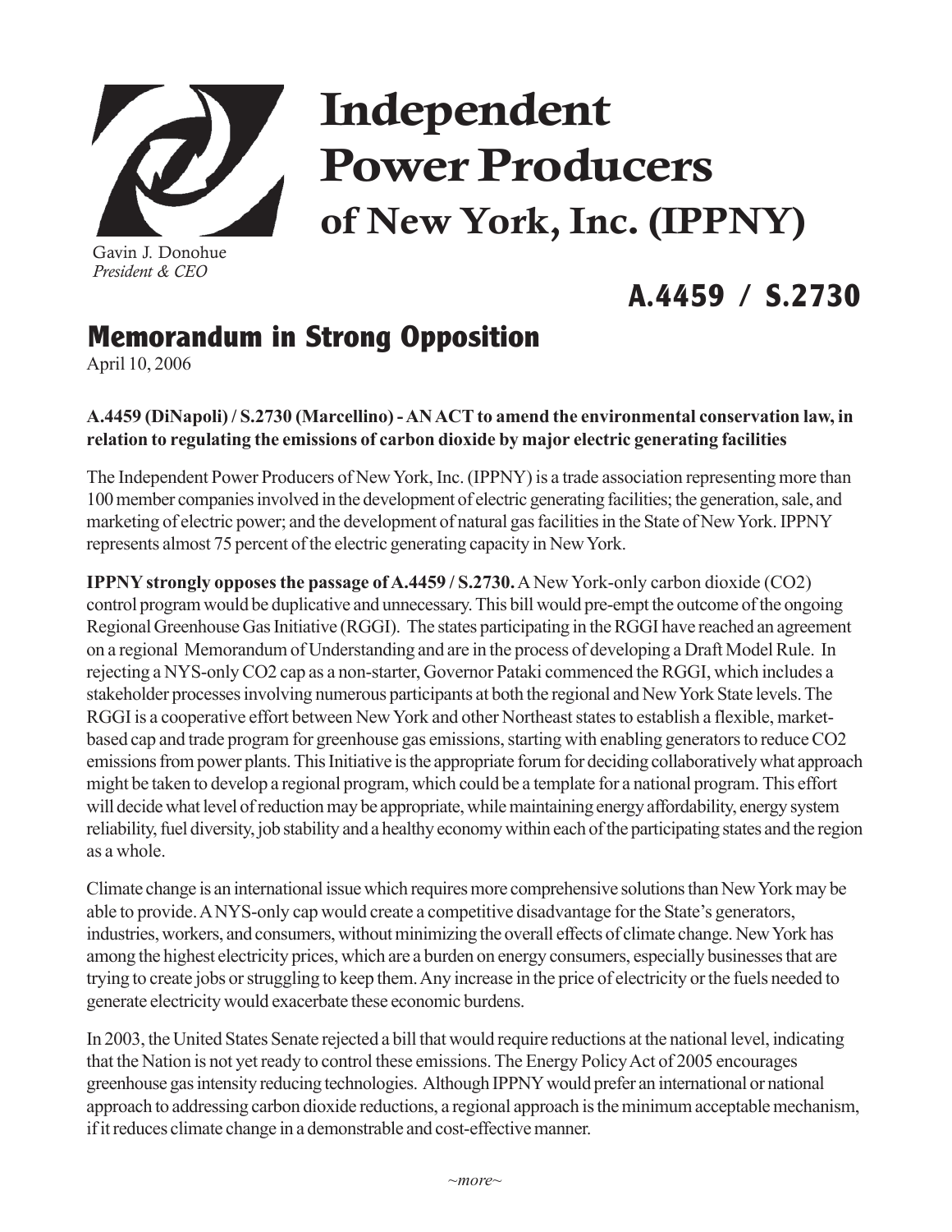# Independent Power Producers of New York, Inc. (IPPNY)

Gavin J. Donohue
*President & CEO*

## A.4459 / S.2730

## Memorandum in Strong Opposition

April 10, 2006

**A.4459 (DiNapoli) / S.2730 (Marcellino) - AN ACT to amend the environmental conservation law, in relation to regulating the emissions of carbon dioxide by major electric generating facilities**

The Independent Power Producers of New York, Inc. (IPPNY) is a trade association representing more than 100 member companies involved in the development of electric generating facilities; the generation, sale, and marketing of electric power; and the development of natural gas facilities in the State of New York. IPPNY represents almost 75 percent of the electric generating capacity in New York.

**IPPNY strongly opposes the passage of A.4459 / S.2730.** A New York-only carbon dioxide ($CO_2$) control program would be duplicative and unnecessary. This bill would pre-empt the outcome of the ongoing Regional Greenhouse Gas Initiative (RGGI). The states participating in the RGGI have reached an agreement on a regional Memorandum of Understanding and are in the process of developing a Draft Model Rule. In rejecting a NYS-only $CO_2$ cap as a non-starter, Governor Pataki commenced the RGGI, which includes a stakeholder processes involving numerous participants at both the regional and New York State levels. The RGGI is a cooperative effort between New York and other Northeast states to establish a flexible, market-based cap and trade program for greenhouse gas emissions, starting with enabling generators to reduce $CO_2$ emissions from power plants. This Initiative is the appropriate forum for deciding collaboratively what approach might be taken to develop a regional program, which could be a template for a national program. This effort will decide what level of reduction may be appropriate, while maintaining energy affordability, energy system reliability, fuel diversity, job stability and a healthy economy within each of the participating states and the region as a whole.

Climate change is an international issue which requires more comprehensive solutions than New York may be able to provide. A NYS-only cap would create a competitive disadvantage for the State's generators, industries, workers, and consumers, without minimizing the overall effects of climate change. New York has among the highest electricity prices, which are a burden on energy consumers, especially businesses that are trying to create jobs or struggling to keep them. Any increase in the price of electricity or the fuels needed to generate electricity would exacerbate these economic burdens.

In 2003, the United States Senate rejected a bill that would require reductions at the national level, indicating that the Nation is not yet ready to control these emissions. The Energy Policy Act of 2005 encourages greenhouse gas intensity reducing technologies. Although IPPNY would prefer an international or national approach to addressing carbon dioxide reductions, a regional approach is the minimum acceptable mechanism, if it reduces climate change in a demonstrable and cost-effective manner.

*~more~*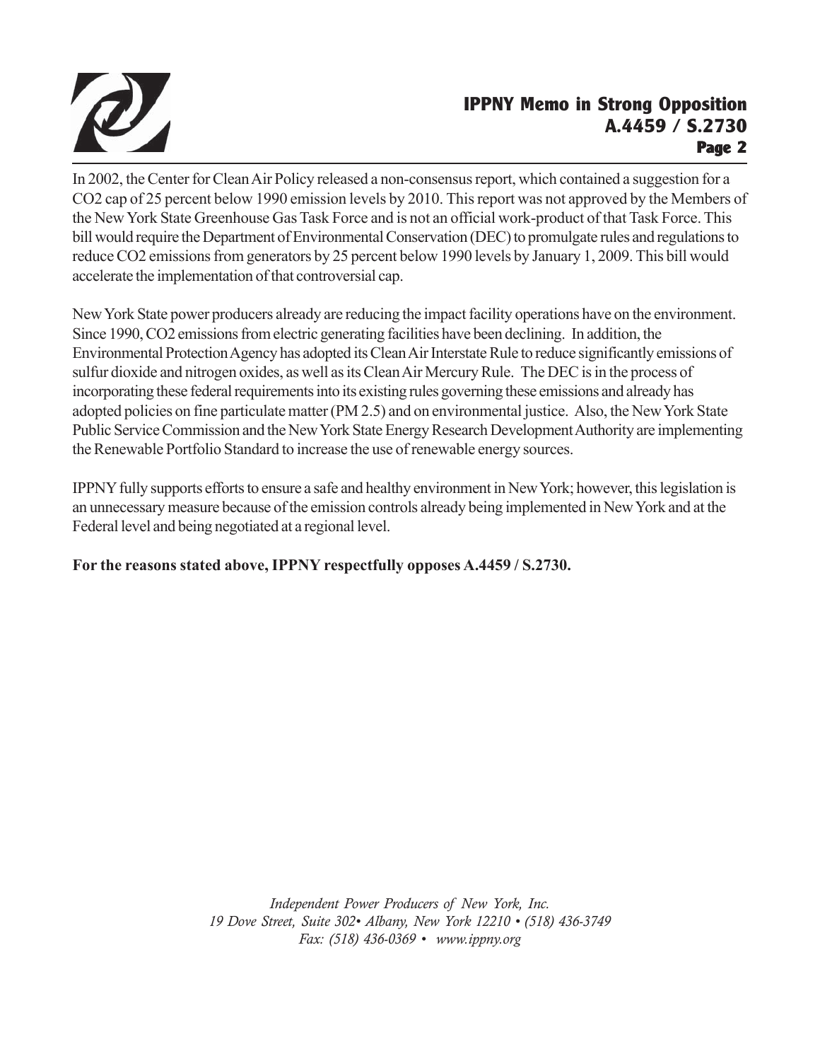In 2002, the Center for Clean Air Policy released a non-consensus report, which contained a suggestion for a $CO_2$ cap of 25 percent below 1990 emission levels by 2010. This report was not approved by the Members of the New York State Greenhouse Gas Task Force and is not an official work-product of that Task Force. This bill would require the Department of Environmental Conservation (DEC) to promulgate rules and regulations to reduce $CO_2$ emissions from generators by 25 percent below 1990 levels by January 1, 2009. This bill would accelerate the implementation of that controversial cap.

New York State power producers already are reducing the impact facility operations have on the environment. Since 1990, $CO_2$ emissions from electric generating facilities have been declining. In addition, the Environmental Protection Agency has adopted its Clean Air Interstate Rule to reduce significantly emissions of sulfur dioxide and nitrogen oxides, as well as its Clean Air Mercury Rule. The DEC is in the process of incorporating these federal requirements into its existing rules governing these emissions and already has adopted policies on fine particulate matter (PM 2.5) and on environmental justice. Also, the New York State Public Service Commission and the New York State Energy Research Development Authority are implementing the Renewable Portfolio Standard to increase the use of renewable energy sources.

IPPNY fully supports efforts to ensure a safe and healthy environment in New York; however, this legislation is an unnecessary measure because of the emission controls already being implemented in New York and at the Federal level and being negotiated at a regional level.

**For the reasons stated above, IPPNY respectfully opposes A.4459 / S.2730.**

*Independent Power Producers of New York, Inc.*
*19 Dove Street, Suite 302• Albany, New York 12210 • (518) 436-3749*
*Fax: (518) 436-0369 • www.ippny.org*